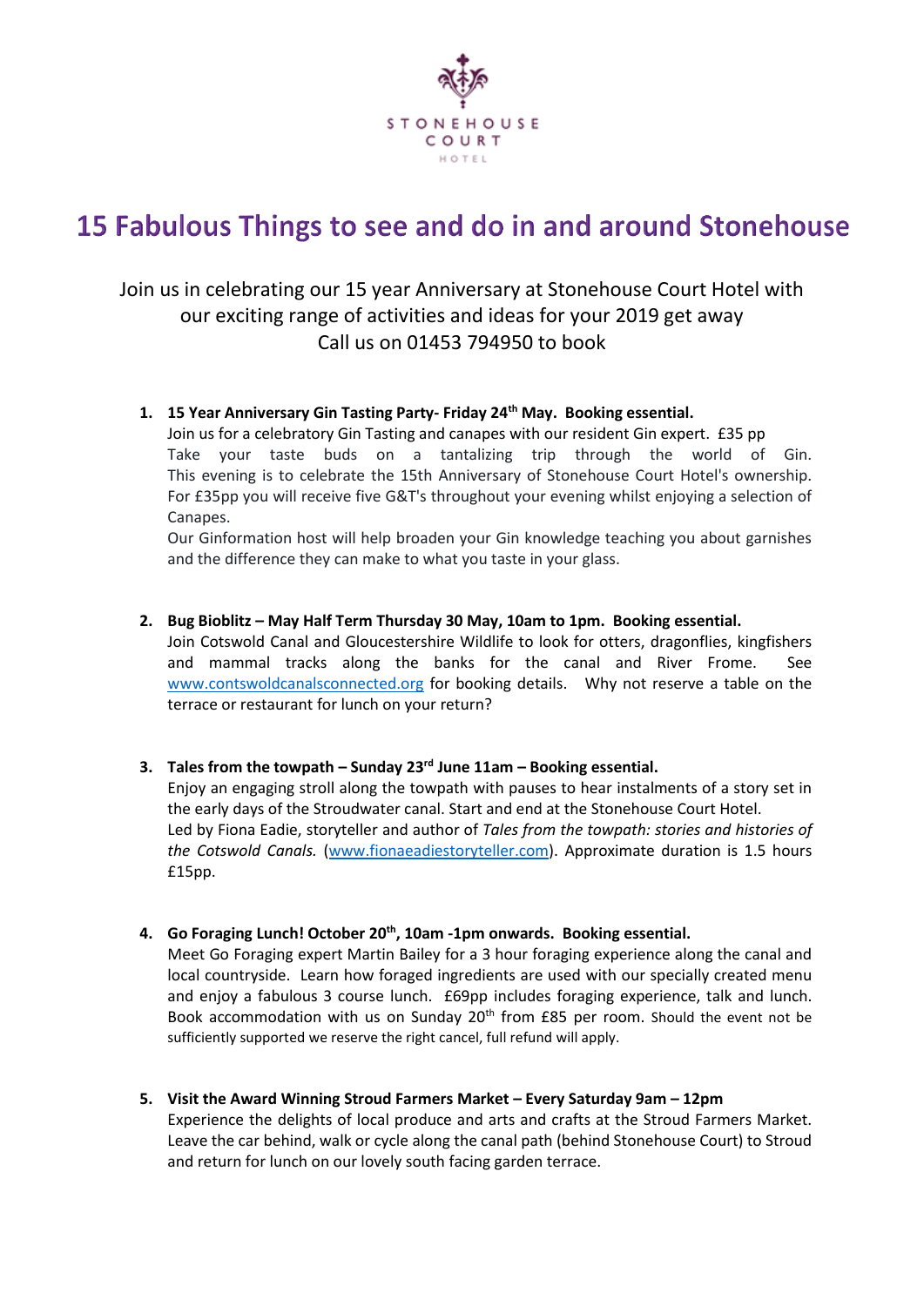STONEHOUSE COURT HOTEL

# 15 Fabulous Things to see and do in and around Stonehouse

Join us in celebrating our 15 year Anniversary at Stonehouse Court Hotel with our exciting range of activities and ideas for your 2019 get away
Call us on 01453 794950 to book

1. **15 Year Anniversary Gin Tasting Party- Friday 24th May. Booking essential.**
   Join us for a celebratory Gin Tasting and canapes with our resident Gin expert. £35 pp
   Take your taste buds on a tantalizing trip through the world of Gin. This evening is to celebrate the 15th Anniversary of Stonehouse Court Hotel's ownership. For £35pp you will receive five G&T's throughout your evening whilst enjoying a selection of Canapes.
   Our Ginformation host will help broaden your Gin knowledge teaching you about garnishes and the difference they can make to what you taste in your glass.

2. **Bug Bioblitz – May Half Term Thursday 30 May, 10am to 1pm. Booking essential.**
   Join Cotswold Canal and Gloucestershire Wildlife to look for otters, dragonflies, kingfishers and mammal tracks along the banks for the canal and River Frome. See www.contswoldcanalsconnected.org for booking details. Why not reserve a table on the terrace or restaurant for lunch on your return?

3. **Tales from the towpath – Sunday 23rd June 11am – Booking essential.**
   Enjoy an engaging stroll along the towpath with pauses to hear instalments of a story set in the early days of the Stroudwater canal. Start and end at the Stonehouse Court Hotel.
   Led by Fiona Eadie, storyteller and author of *Tales from the towpath: stories and histories of the Cotswold Canals.* (www.fionaeadiestoryteller.com). Approximate duration is 1.5 hours £15pp.

4. **Go Foraging Lunch! October 20th, 10am -1pm onwards. Booking essential.**
   Meet Go Foraging expert Martin Bailey for a 3 hour foraging experience along the canal and local countryside. Learn how foraged ingredients are used with our specially created menu and enjoy a fabulous 3 course lunch. £69pp includes foraging experience, talk and lunch. Book accommodation with us on Sunday 20th from £85 per room. Should the event not be sufficiently supported we reserve the right cancel, full refund will apply.

5. **Visit the Award Winning Stroud Farmers Market – Every Saturday 9am – 12pm**
   Experience the delights of local produce and arts and crafts at the Stroud Farmers Market. Leave the car behind, walk or cycle along the canal path (behind Stonehouse Court) to Stroud and return for lunch on our lovely south facing garden terrace.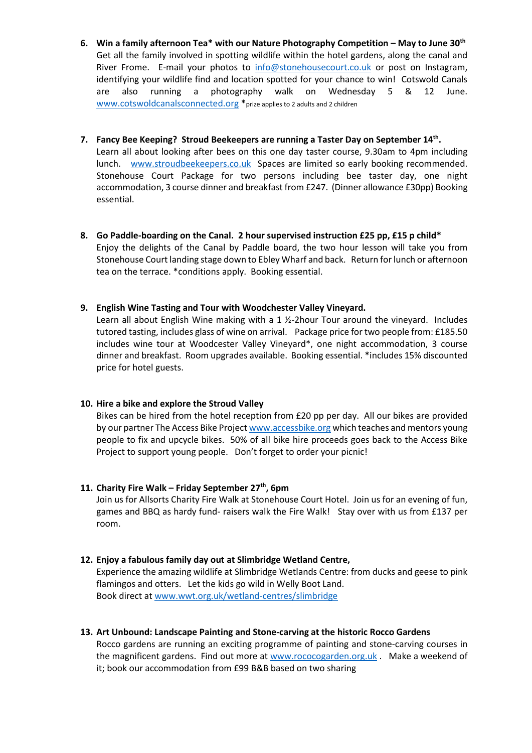6. **Win a family afternoon Tea* with our Nature Photography Competition – May to June 30th**
   Get all the family involved in spotting wildlife within the hotel gardens, along the canal and River Frome. E-mail your photos to info@stonehousecourt.co.uk or post on Instagram, identifying your wildlife find and location spotted for your chance to win! Cotswold Canals are also running a photography walk on Wednesday 5 & 12 June. www.cotswoldcanalsconnected.org *prize applies to 2 adults and 2 children

7. **Fancy Bee Keeping? Stroud Beekeepers are running a Taster Day on September 14th.**
   Learn all about looking after bees on this one day taster course, 9.30am to 4pm including lunch. www.stroudbeekeepers.co.uk Spaces are limited so early booking recommended. Stonehouse Court Package for two persons including bee taster day, one night accommodation, 3 course dinner and breakfast from £247. (Dinner allowance £30pp) Booking essential.

8. **Go Paddle-boarding on the Canal. 2 hour supervised instruction £25 pp, £15 p child***
   Enjoy the delights of the Canal by Paddle board, the two hour lesson will take you from Stonehouse Court landing stage down to Ebley Wharf and back. Return for lunch or afternoon tea on the terrace. *conditions apply. Booking essential.

9. **English Wine Tasting and Tour with Woodchester Valley Vineyard.**
   Learn all about English Wine making with a 1 ½-2hour Tour around the vineyard. Includes tutored tasting, includes glass of wine on arrival. Package price for two people from: £185.50 includes wine tour at Woodcester Valley Vineyard*, one night accommodation, 3 course dinner and breakfast. Room upgrades available. Booking essential. *includes 15% discounted price for hotel guests.

10. **Hire a bike and explore the Stroud Valley**
    Bikes can be hired from the hotel reception from £20 pp per day. All our bikes are provided by our partner The Access Bike Project www.accessbike.org which teaches and mentors young people to fix and upcycle bikes. 50% of all bike hire proceeds goes back to the Access Bike Project to support young people. Don't forget to order your picnic!

11. **Charity Fire Walk – Friday September 27th, 6pm**
    Join us for Allsorts Charity Fire Walk at Stonehouse Court Hotel. Join us for an evening of fun, games and BBQ as hardy fund- raisers walk the Fire Walk! Stay over with us from £137 per room.

12. **Enjoy a fabulous family day out at Slimbridge Wetland Centre,**
    Experience the amazing wildlife at Slimbridge Wetlands Centre: from ducks and geese to pink flamingos and otters. Let the kids go wild in Welly Boot Land.
    Book direct at www.wwt.org.uk/wetland-centres/slimbridge

13. **Art Unbound: Landscape Painting and Stone-carving at the historic Rocco Gardens**
    Rocco gardens are running an exciting programme of painting and stone-carving courses in the magnificent gardens. Find out more at www.rococogarden.org.uk . Make a weekend of it; book our accommodation from £99 B&B based on two sharing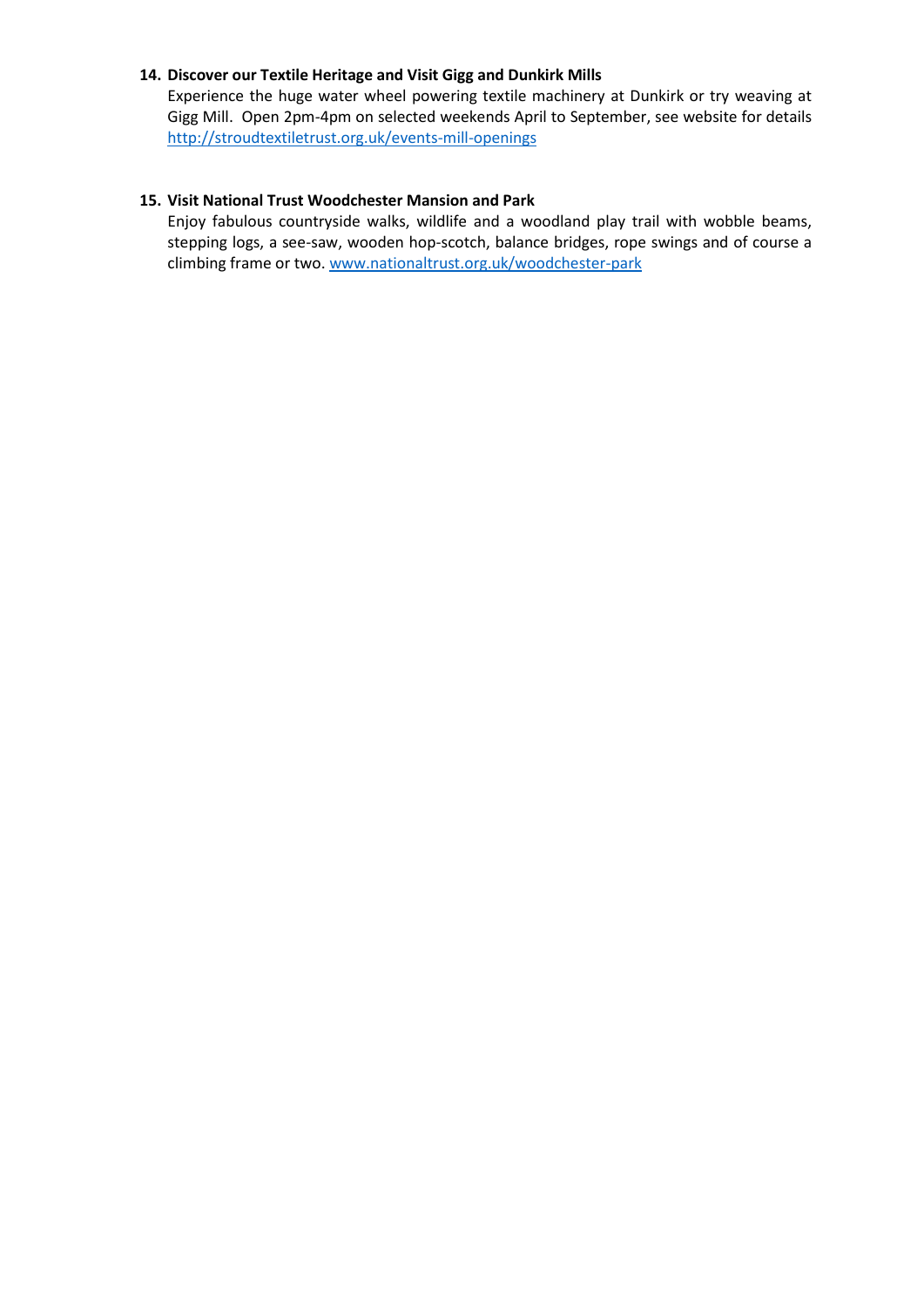14. **Discover our Textile Heritage and Visit Gigg and Dunkirk Mills**
    Experience the huge water wheel powering textile machinery at Dunkirk or try weaving at Gigg Mill. Open 2pm-4pm on selected weekends April to September, see website for details http://stroudtextiletrust.org.uk/events-mill-openings

15. **Visit National Trust Woodchester Mansion and Park**
    Enjoy fabulous countryside walks, wildlife and a woodland play trail with wobble beams, stepping logs, a see-saw, wooden hop-scotch, balance bridges, rope swings and of course a climbing frame or two. www.nationaltrust.org.uk/woodchester-park